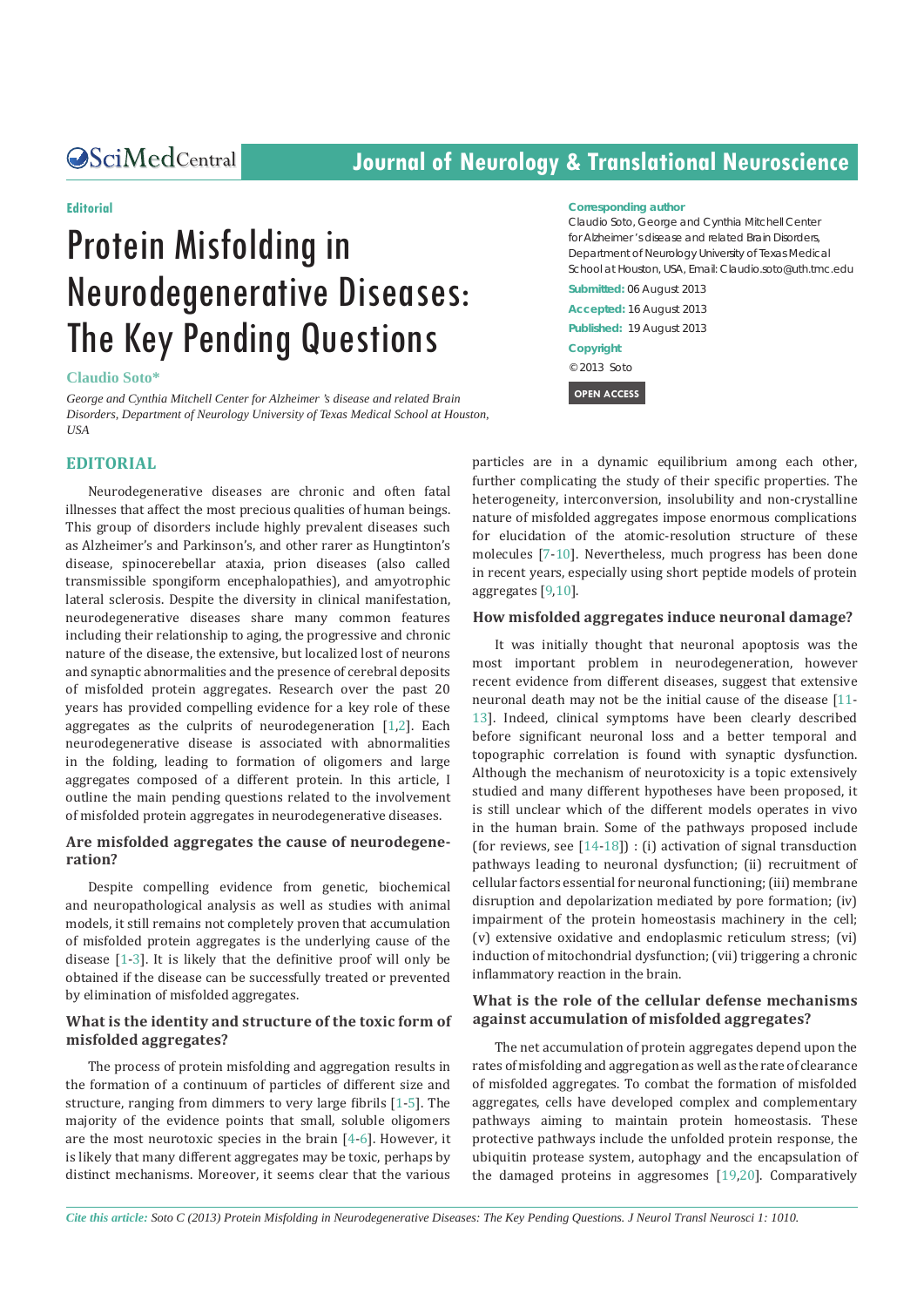Editorial

# Protein Misfolding in Neurodegenerative Diseases: The Key Pending Questions

**Claudio Soto***

*George and Cynthia Mitchell Center for Alzheimer 's disease and related Brain Disorders, Department of Neurology University of Texas Medical School at Houston, USA*

**Corresponding author**
Claudio Soto, George and Cynthia Mitchell Center for Alzheimer's disease and related Brain Disorders, Department of Neurology University of Texas Medical School at Houston, USA, Email: Claudio.soto@uth.tmc.edu

**Submitted:** 06 August 2013

**Accepted:** 16 August 2013

**Published:** 19 August 2013

**Copyright**
© 2013 Soto

OPEN ACCESS

## EDITORIAL

Neurodegenerative diseases are chronic and often fatal illnesses that affect the most precious qualities of human beings. This group of disorders include highly prevalent diseases such as Alzheimer's and Parkinson's, and other rarer as Hungtinton's disease, spinocerebellar ataxia, prion diseases (also called transmissible spongiform encephalopathies), and amyotrophic lateral sclerosis. Despite the diversity in clinical manifestation, neurodegenerative diseases share many common features including their relationship to aging, the progressive and chronic nature of the disease, the extensive, but localized lost of neurons and synaptic abnormalities and the presence of cerebral deposits of misfolded protein aggregates. Research over the past 20 years has provided compelling evidence for a key role of these aggregates as the culprits of neurodegeneration [1,2]. Each neurodegenerative disease is associated with abnormalities in the folding, leading to formation of oligomers and large aggregates composed of a different protein. In this article, I outline the main pending questions related to the involvement of misfolded protein aggregates in neurodegenerative diseases.

### Are misfolded aggregates the cause of neurodegeneration?

Despite compelling evidence from genetic, biochemical and neuropathological analysis as well as studies with animal models, it still remains not completely proven that accumulation of misfolded protein aggregates is the underlying cause of the disease [1-3]. It is likely that the definitive proof will only be obtained if the disease can be successfully treated or prevented by elimination of misfolded aggregates.

### What is the identity and structure of the toxic form of misfolded aggregates?

The process of protein misfolding and aggregation results in the formation of a continuum of particles of different size and structure, ranging from dimmers to very large fibrils [1-5]. The majority of the evidence points that small, soluble oligomers are the most neurotoxic species in the brain [4-6]. However, it is likely that many different aggregates may be toxic, perhaps by distinct mechanisms. Moreover, it seems clear that the various particles are in a dynamic equilibrium among each other, further complicating the study of their specific properties. The heterogeneity, interconversion, insolubility and non-crystalline nature of misfolded aggregates impose enormous complications for elucidation of the atomic-resolution structure of these molecules [7-10]. Nevertheless, much progress has been done in recent years, especially using short peptide models of protein aggregates [9,10].

### How misfolded aggregates induce neuronal damage?

It was initially thought that neuronal apoptosis was the most important problem in neurodegeneration, however recent evidence from different diseases, suggest that extensive neuronal death may not be the initial cause of the disease [11-13]. Indeed, clinical symptoms have been clearly described before significant neuronal loss and a better temporal and topographic correlation is found with synaptic dysfunction. Although the mechanism of neurotoxicity is a topic extensively studied and many different hypotheses have been proposed, it is still unclear which of the different models operates in vivo in the human brain. Some of the pathways proposed include (for reviews, see [14-18]) : (i) activation of signal transduction pathways leading to neuronal dysfunction; (ii) recruitment of cellular factors essential for neuronal functioning; (iii) membrane disruption and depolarization mediated by pore formation; (iv) impairment of the protein homeostasis machinery in the cell; (v) extensive oxidative and endoplasmic reticulum stress; (vi) induction of mitochondrial dysfunction; (vii) triggering a chronic inflammatory reaction in the brain.

### What is the role of the cellular defense mechanisms against accumulation of misfolded aggregates?

The net accumulation of protein aggregates depend upon the rates of misfolding and aggregation as well as the rate of clearance of misfolded aggregates. To combat the formation of misfolded aggregates, cells have developed complex and complementary pathways aiming to maintain protein homeostasis. These protective pathways include the unfolded protein response, the ubiquitin protease system, autophagy and the encapsulation of the damaged proteins in aggresomes [19,20]. Comparatively

*Cite this article: Soto C (2013) Protein Misfolding in Neurodegenerative Diseases: The Key Pending Questions. J Neurol Transl Neurosci 1: 1010.*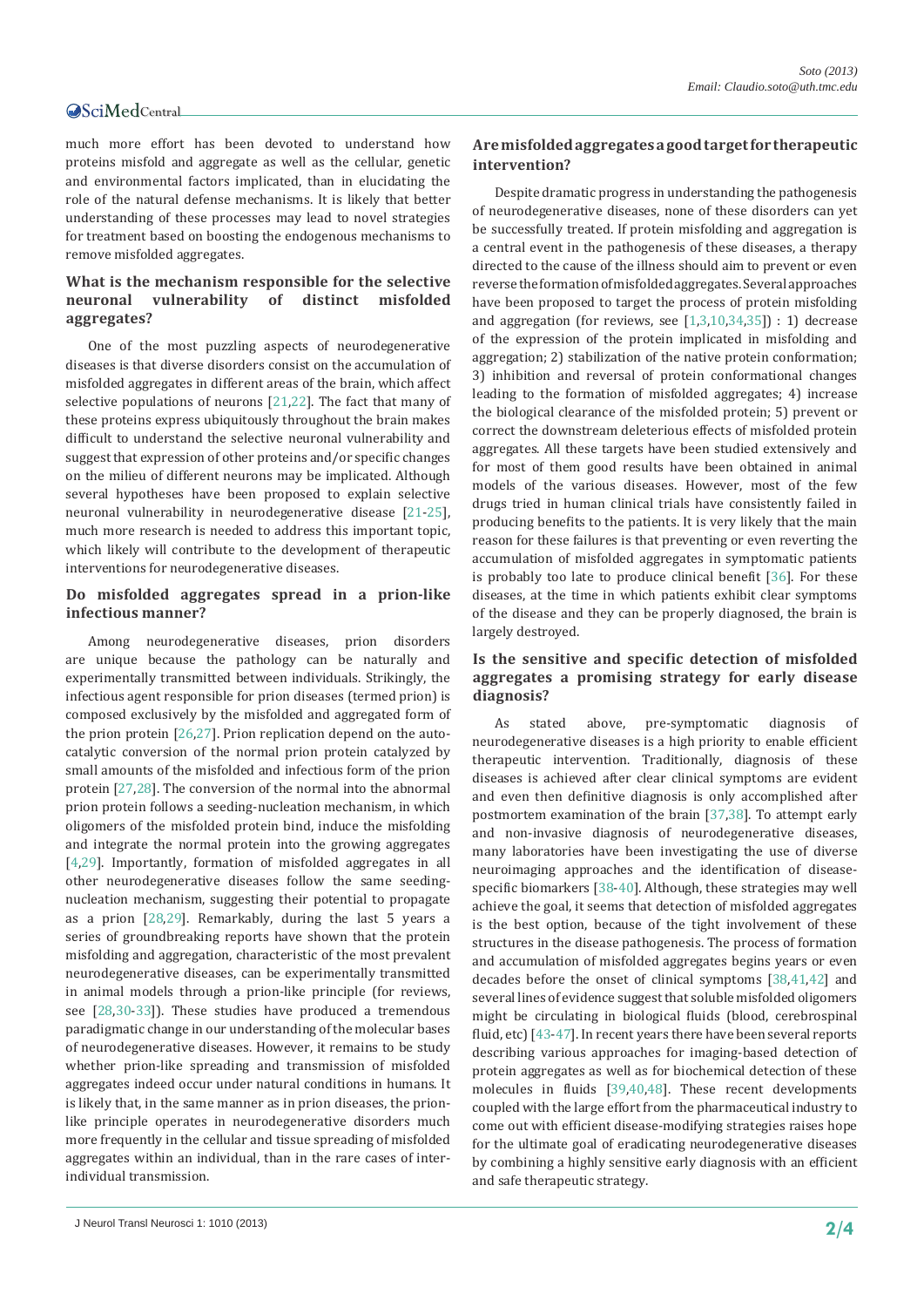much more effort has been devoted to understand how proteins misfold and aggregate as well as the cellular, genetic and environmental factors implicated, than in elucidating the role of the natural defense mechanisms. It is likely that better understanding of these processes may lead to novel strategies for treatment based on boosting the endogenous mechanisms to remove misfolded aggregates.

### What is the mechanism responsible for the selective neuronal vulnerability of distinct misfolded aggregates?

One of the most puzzling aspects of neurodegenerative diseases is that diverse disorders consist on the accumulation of misfolded aggregates in different areas of the brain, which affect selective populations of neurons [21,22]. The fact that many of these proteins express ubiquitously throughout the brain makes difficult to understand the selective neuronal vulnerability and suggest that expression of other proteins and/or specific changes on the milieu of different neurons may be implicated. Although several hypotheses have been proposed to explain selective neuronal vulnerability in neurodegenerative disease [21-25], much more research is needed to address this important topic, which likely will contribute to the development of therapeutic interventions for neurodegenerative diseases.

### Do misfolded aggregates spread in a prion-like infectious manner?

Among neurodegenerative diseases, prion disorders are unique because the pathology can be naturally and experimentally transmitted between individuals. Strikingly, the infectious agent responsible for prion diseases (termed prion) is composed exclusively by the misfolded and aggregated form of the prion protein [26,27]. Prion replication depend on the auto-catalytic conversion of the normal prion protein catalyzed by small amounts of the misfolded and infectious form of the prion protein [27,28]. The conversion of the normal into the abnormal prion protein follows a seeding-nucleation mechanism, in which oligomers of the misfolded protein bind, induce the misfolding and integrate the normal protein into the growing aggregates [4,29]. Importantly, formation of misfolded aggregates in all other neurodegenerative diseases follow the same seeding-nucleation mechanism, suggesting their potential to propagate as a prion [28,29]. Remarkably, during the last 5 years a series of groundbreaking reports have shown that the protein misfolding and aggregation, characteristic of the most prevalent neurodegenerative diseases, can be experimentally transmitted in animal models through a prion-like principle (for reviews, see [28,30-33]). These studies have produced a tremendous paradigmatic change in our understanding of the molecular bases of neurodegenerative diseases. However, it remains to be study whether prion-like spreading and transmission of misfolded aggregates indeed occur under natural conditions in humans. It is likely that, in the same manner as in prion diseases, the prion-like principle operates in neurodegenerative disorders much more frequently in the cellular and tissue spreading of misfolded aggregates within an individual, than in the rare cases of inter-individual transmission.

### Are misfolded aggregates a good target for therapeutic intervention?

Despite dramatic progress in understanding the pathogenesis of neurodegenerative diseases, none of these disorders can yet be successfully treated. If protein misfolding and aggregation is a central event in the pathogenesis of these diseases, a therapy directed to the cause of the illness should aim to prevent or even reverse the formation of misfolded aggregates. Several approaches have been proposed to target the process of protein misfolding and aggregation (for reviews, see [1,3,10,34,35]) : 1) decrease of the expression of the protein implicated in misfolding and aggregation; 2) stabilization of the native protein conformation; 3) inhibition and reversal of protein conformational changes leading to the formation of misfolded aggregates; 4) increase the biological clearance of the misfolded protein; 5) prevent or correct the downstream deleterious effects of misfolded protein aggregates. All these targets have been studied extensively and for most of them good results have been obtained in animal models of the various diseases. However, most of the few drugs tried in human clinical trials have consistently failed in producing benefits to the patients. It is very likely that the main reason for these failures is that preventing or even reverting the accumulation of misfolded aggregates in symptomatic patients is probably too late to produce clinical benefit [36]. For these diseases, at the time in which patients exhibit clear symptoms of the disease and they can be properly diagnosed, the brain is largely destroyed.

### Is the sensitive and specific detection of misfolded aggregates a promising strategy for early disease diagnosis?

As stated above, pre-symptomatic diagnosis of neurodegenerative diseases is a high priority to enable efficient therapeutic intervention. Traditionally, diagnosis of these diseases is achieved after clear clinical symptoms are evident and even then definitive diagnosis is only accomplished after postmortem examination of the brain [37,38]. To attempt early and non-invasive diagnosis of neurodegenerative diseases, many laboratories have been investigating the use of diverse neuroimaging approaches and the identification of disease-specific biomarkers [38-40]. Although, these strategies may well achieve the goal, it seems that detection of misfolded aggregates is the best option, because of the tight involvement of these structures in the disease pathogenesis. The process of formation and accumulation of misfolded aggregates begins years or even decades before the onset of clinical symptoms [38,41,42] and several lines of evidence suggest that soluble misfolded oligomers might be circulating in biological fluids (blood, cerebrospinal fluid, etc) [43-47]. In recent years there have been several reports describing various approaches for imaging-based detection of protein aggregates as well as for biochemical detection of these molecules in fluids [39,40,48]. These recent developments coupled with the large effort from the pharmaceutical industry to come out with efficient disease-modifying strategies raises hope for the ultimate goal of eradicating neurodegenerative diseases by combining a highly sensitive early diagnosis with an efficient and safe therapeutic strategy.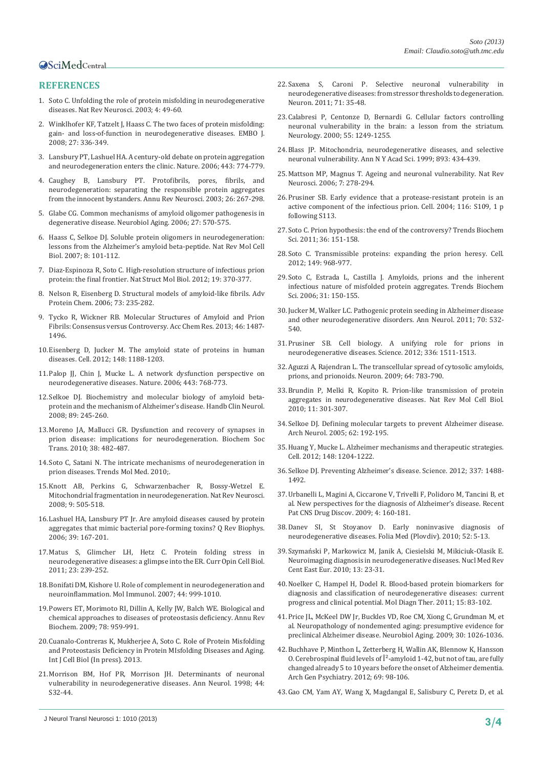## REFERENCES

1. Soto C. Unfolding the role of protein misfolding in neurodegenerative diseases. Nat Rev Neurosci. 2003; 4: 49-60.

2. Winklhofer KF, Tatzelt J, Haass C. The two faces of protein misfolding: gain- and loss-of-function in neurodegenerative diseases. EMBO J. 2008; 27: 336-349.

3. Lansbury PT, Lashuel HA. A century-old debate on protein aggregation and neurodegeneration enters the clinic. Nature. 2006; 443: 774-779.

4. Caughey B, Lansbury PT. Protofibrils, pores, fibrils, and neurodegeneration: separating the responsible protein aggregates from the innocent bystanders. Annu Rev Neurosci. 2003; 26: 267-298.

5. Glabe CG. Common mechanisms of amyloid oligomer pathogenesis in degenerative disease. Neurobiol Aging. 2006; 27: 570-575.

6. Haass C, Selkoe DJ. Soluble protein oligomers in neurodegeneration: lessons from the Alzheimer's amyloid beta-peptide. Nat Rev Mol Cell Biol. 2007; 8: 101-112.

7. Diaz-Espinoza R, Soto C. High-resolution structure of infectious prion protein: the final frontier. Nat Struct Mol Biol. 2012; 19: 370-377.

8. Nelson R, Eisenberg D. Structural models of amyloid-like fibrils. Adv Protein Chem. 2006; 73: 235-282.

9. Tycko R, Wickner RB. Molecular Structures of Amyloid and Prion Fibrils: Consensus versus Controversy. Acc Chem Res. 2013; 46: 1487-1496.

10. Eisenberg D, Jucker M. The amyloid state of proteins in human diseases. Cell. 2012; 148: 1188-1203.

11. Palop JJ, Chin J, Mucke L. A network dysfunction perspective on neurodegenerative diseases. Nature. 2006; 443: 768-773.

12. Selkoe DJ. Biochemistry and molecular biology of amyloid beta-protein and the mechanism of Alzheimer's disease. Handb Clin Neurol. 2008; 89: 245-260.

13. Moreno JA, Mallucci GR. Dysfunction and recovery of synapses in prion disease: implications for neurodegeneration. Biochem Soc Trans. 2010; 38: 482-487.

14. Soto C, Satani N. The intricate mechanisms of neurodegeneration in prion diseases. Trends Mol Med. 2010;.

15. Knott AB, Perkins G, Schwarzenbacher R, Bossy-Wetzel E. Mitochondrial fragmentation in neurodegeneration. Nat Rev Neurosci. 2008; 9: 505-518.

16. Lashuel HA, Lansbury PT Jr. Are amyloid diseases caused by protein aggregates that mimic bacterial pore-forming toxins? Q Rev Biophys. 2006; 39: 167-201.

17. Matus S, Glimcher LH, Hetz C. Protein folding stress in neurodegenerative diseases: a glimpse into the ER. Curr Opin Cell Biol. 2011; 23: 239-252.

18. Bonifati DM, Kishore U. Role of complement in neurodegeneration and neuroinflammation. Mol Immunol. 2007; 44: 999-1010.

19. Powers ET, Morimoto RI, Dillin A, Kelly JW, Balch WE. Biological and chemical approaches to diseases of proteostasis deficiency. Annu Rev Biochem. 2009; 78: 959-991.

20. Cuanalo-Contreras K, Mukherjee A, Soto C. Role of Protein Misfolding and Proteostasis Deficiency in Protein MIsfolding Diseases and Aging. Int J Cell Biol (In press). 2013.

21. Morrison BM, Hof PR, Morrison JH. Determinants of neuronal vulnerability in neurodegenerative diseases. Ann Neurol. 1998; 44: S32-44.

22. Saxena S, Caroni P. Selective neuronal vulnerability in neurodegenerative diseases: from stressor thresholds to degeneration. Neuron. 2011; 71: 35-48.

23. Calabresi P, Centonze D, Bernardi G. Cellular factors controlling neuronal vulnerability in the brain: a lesson from the striatum. Neurology. 2000; 55: 1249-1255.

24. Blass JP. Mitochondria, neurodegenerative diseases, and selective neuronal vulnerability. Ann N Y Acad Sci. 1999; 893: 434-439.

25. Mattson MP, Magnus T. Ageing and neuronal vulnerability. Nat Rev Neurosci. 2006; 7: 278-294.

26. Prusiner SB. Early evidence that a protease-resistant protein is an active component of the infectious prion. Cell. 2004; 116: S109, 1 p following S113.

27. Soto C. Prion hypothesis: the end of the controversy? Trends Biochem Sci. 2011; 36: 151-158.

28. Soto C. Transmissible proteins: expanding the prion heresy. Cell. 2012; 149: 968-977.

29. Soto C, Estrada L, Castilla J. Amyloids, prions and the inherent infectious nature of misfolded protein aggregates. Trends Biochem Sci. 2006; 31: 150-155.

30. Jucker M, Walker LC. Pathogenic protein seeding in Alzheimer disease and other neurodegenerative disorders. Ann Neurol. 2011; 70: 532-540.

31. Prusiner SB. Cell biology. A unifying role for prions in neurodegenerative diseases. Science. 2012; 336: 1511-1513.

32. Aguzzi A, Rajendran L. The transcellular spread of cytosolic amyloids, prions, and prionoids. Neuron. 2009; 64: 783-790.

33. Brundin P, Melki R, Kopito R. Prion-like transmission of protein aggregates in neurodegenerative diseases. Nat Rev Mol Cell Biol. 2010; 11: 301-307.

34. Selkoe DJ. Defining molecular targets to prevent Alzheimer disease. Arch Neurol. 2005; 62: 192-195.

35. Huang Y, Mucke L. Alzheimer mechanisms and therapeutic strategies. Cell. 2012; 148: 1204-1222.

36. Selkoe DJ. Preventing Alzheimer's disease. Science. 2012; 337: 1488-1492.

37. Urbanelli L, Magini A, Ciccarone V, Trivelli F, Polidoro M, Tancini B, et al. New perspectives for the diagnosis of Alzheimer's disease. Recent Pat CNS Drug Discov. 2009; 4: 160-181.

38. Danev SI, St Stoyanov D. Early noninvasive diagnosis of neurodegenerative diseases. Folia Med (Plovdiv). 2010; 52: 5-13.

39. Szymański P, Markowicz M, Janik A, Ciesielski M, Mikiciuk-Olasik E. Neuroimaging diagnosis in neurodegenerative diseases. Nucl Med Rev Cent East Eur. 2010; 13: 23-31.

40. Noelker C, Hampel H, Dodel R. Blood-based protein biomarkers for diagnosis and classification of neurodegenerative diseases: current progress and clinical potential. Mol Diagn Ther. 2011; 15: 83-102.

41. Price JL, McKeel DW Jr, Buckles VD, Roe CM, Xiong C, Grundman M, et al. Neuropathology of nondemented aging: presumptive evidence for preclinical Alzheimer disease. Neurobiol Aging. 2009; 30: 1026-1036.

42. Buchhave P, Minthon L, Zetterberg H, Wallin AK, Blennow K, Hansson O. Cerebrospinal fluid levels of Î²-amyloid 1-42, but not of tau, are fully changed already 5 to 10 years before the onset of Alzheimer dementia. Arch Gen Psychiatry. 2012; 69: 98-106.

43. Gao CM, Yam AY, Wang X, Magdangal E, Salisbury C, Peretz D, et al.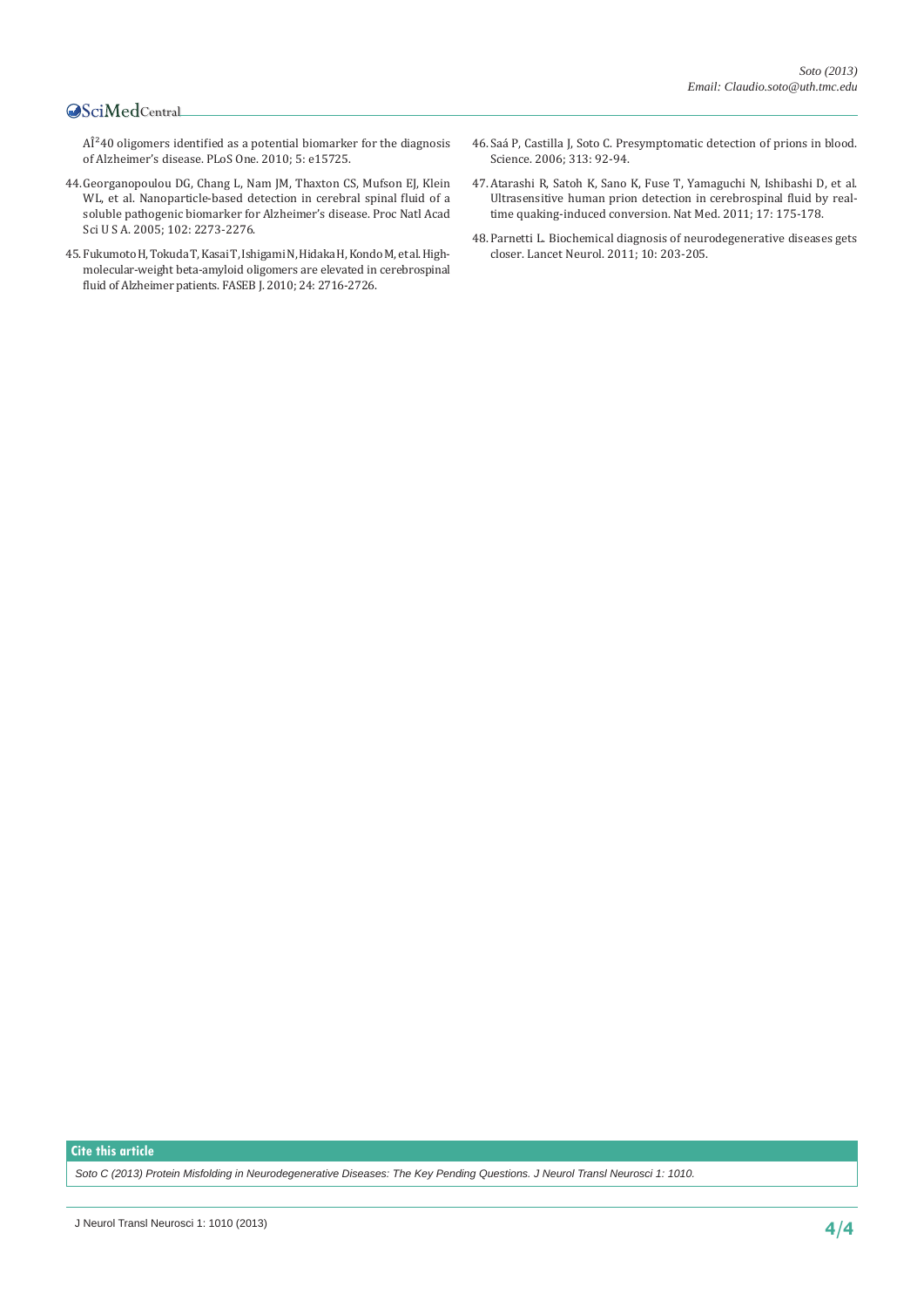AÎ²40 oligomers identified as a potential biomarker for the diagnosis of Alzheimer's disease. PLoS One. 2010; 5: e15725.

44. Georganopoulou DG, Chang L, Nam JM, Thaxton CS, Mufson EJ, Klein WL, et al. Nanoparticle-based detection in cerebral spinal fluid of a soluble pathogenic biomarker for Alzheimer's disease. Proc Natl Acad Sci U S A. 2005; 102: 2273-2276.

45. Fukumoto H, Tokuda T, Kasai T, Ishigami N, Hidaka H, Kondo M, et al. High-molecular-weight beta-amyloid oligomers are elevated in cerebrospinal fluid of Alzheimer patients. FASEB J. 2010; 24: 2716-2726.

46. Saá P, Castilla J, Soto C. Presymptomatic detection of prions in blood. Science. 2006; 313: 92-94.

47. Atarashi R, Satoh K, Sano K, Fuse T, Yamaguchi N, Ishibashi D, et al. Ultrasensitive human prion detection in cerebrospinal fluid by real-time quaking-induced conversion. Nat Med. 2011; 17: 175-178.

48. Parnetti L. Biochemical diagnosis of neurodegenerative diseases gets closer. Lancet Neurol. 2011; 10: 203-205.

**Cite this article**

*Soto C (2013) Protein Misfolding in Neurodegenerative Diseases: The Key Pending Questions. J Neurol Transl Neurosci 1: 1010.*